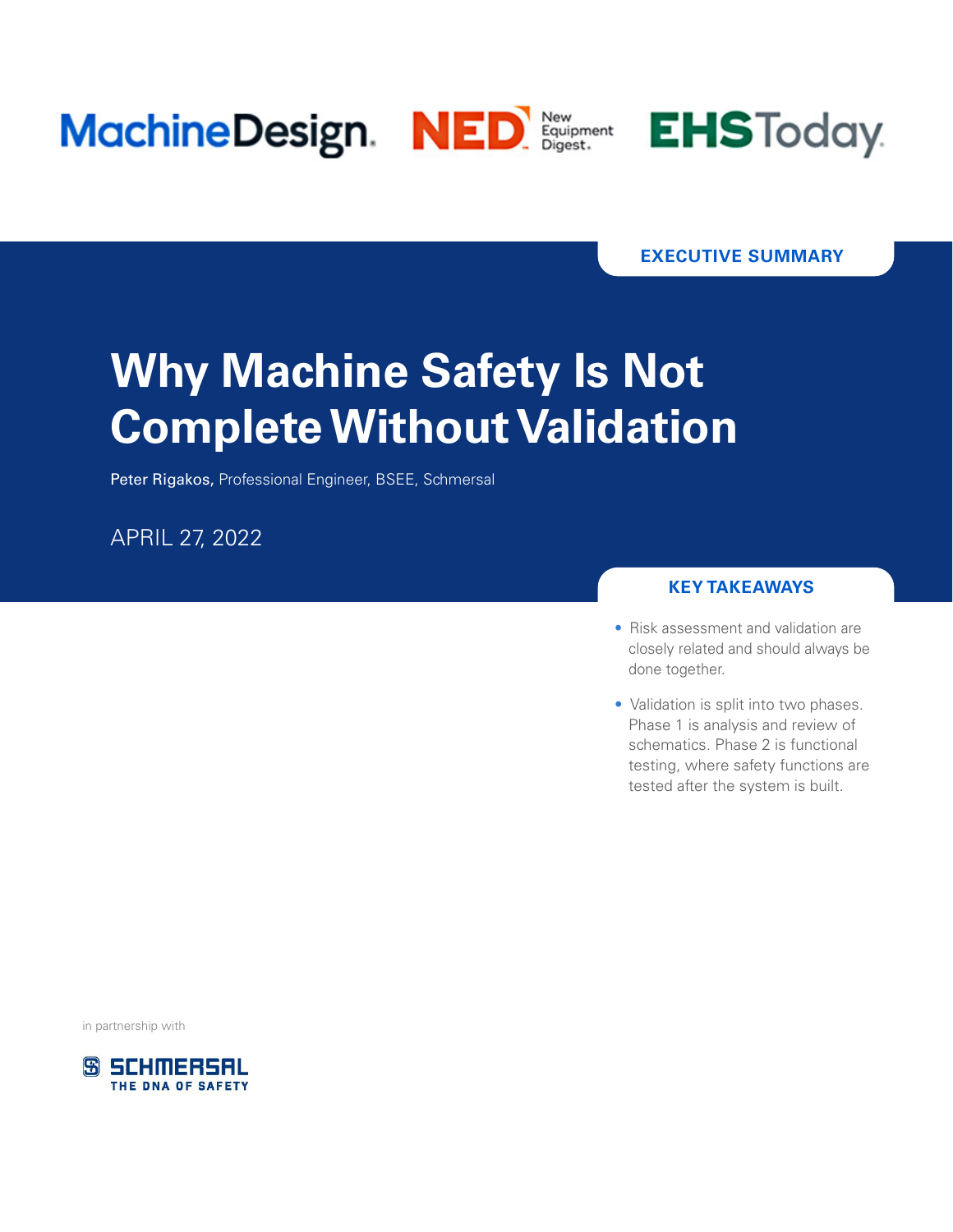MachineDesign. NED New Equipment Digest. EHSToday

EXECUTIVE SUMMARY

# Why Machine Safety Is Not Complete Without Validation

**Peter Rigakos,** Professional Engineer, BSEE, Schmersal

APRIL 27, 2022

## KEY TAKEAWAYS

- Risk assessment and validation are closely related and should always be done together.
- Validation is split into two phases. Phase 1 is analysis and review of schematics. Phase 2 is functional testing, where safety functions are tested after the system is built.

in partnership with

SCHMERSAL
THE DNA OF SAFETY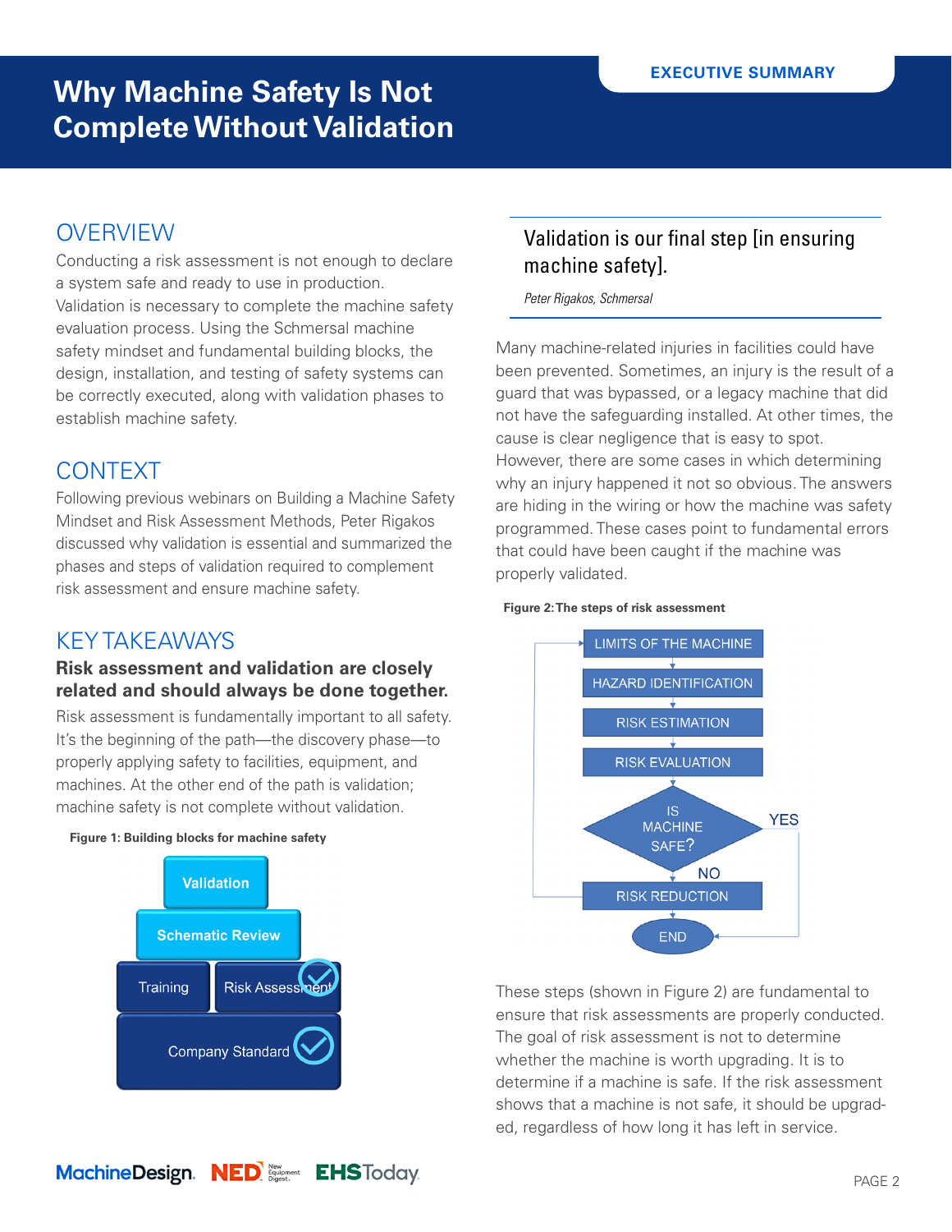EXECUTIVE SUMMARY

# Why Machine Safety Is Not Complete Without Validation

## OVERVIEW

Conducting a risk assessment is not enough to declare a system safe and ready to use in production. Validation is necessary to complete the machine safety evaluation process. Using the Schmersal machine safety mindset and fundamental building blocks, the design, installation, and testing of safety systems can be correctly executed, along with validation phases to establish machine safety.

## CONTEXT

Following previous webinars on Building a Machine Safety Mindset and Risk Assessment Methods, Peter Rigakos discussed why validation is essential and summarized the phases and steps of validation required to complement risk assessment and ensure machine safety.

## KEY TAKEAWAYS

### Risk assessment and validation are closely related and should always be done together.

Risk assessment is fundamentally important to all safety. It's the beginning of the path—the discovery phase—to properly applying safety to facilities, equipment, and machines. At the other end of the path is validation; machine safety is not complete without validation.

**Figure 1: Building blocks for machine safety**

Validation

Schematic Review

Training

Risk Assessment

Company Standard

> Validation is our final step [in ensuring machine safety].
>
> *Peter Rigakos, Schmersal*

Many machine-related injuries in facilities could have been prevented. Sometimes, an injury is the result of a guard that was bypassed, or a legacy machine that did not have the safeguarding installed. At other times, the cause is clear negligence that is easy to spot. However, there are some cases in which determining why an injury happened it not so obvious. The answers are hiding in the wiring or how the machine was safety programmed. These cases point to fundamental errors that could have been caught if the machine was properly validated.

**Figure 2: The steps of risk assessment**

LIMITS OF THE MACHINE

HAZARD IDENTIFICATION

RISK ESTIMATION

RISK EVALUATION

IS MACHINE SAFE?

YES

NO

RISK REDUCTION

END

These steps (shown in Figure 2) are fundamental to ensure that risk assessments are properly conducted. The goal of risk assessment is not to determine whether the machine is worth upgrading. It is to determine if a machine is safe. If the risk assessment shows that a machine is not safe, it should be upgraded, regardless of how long it has left in service.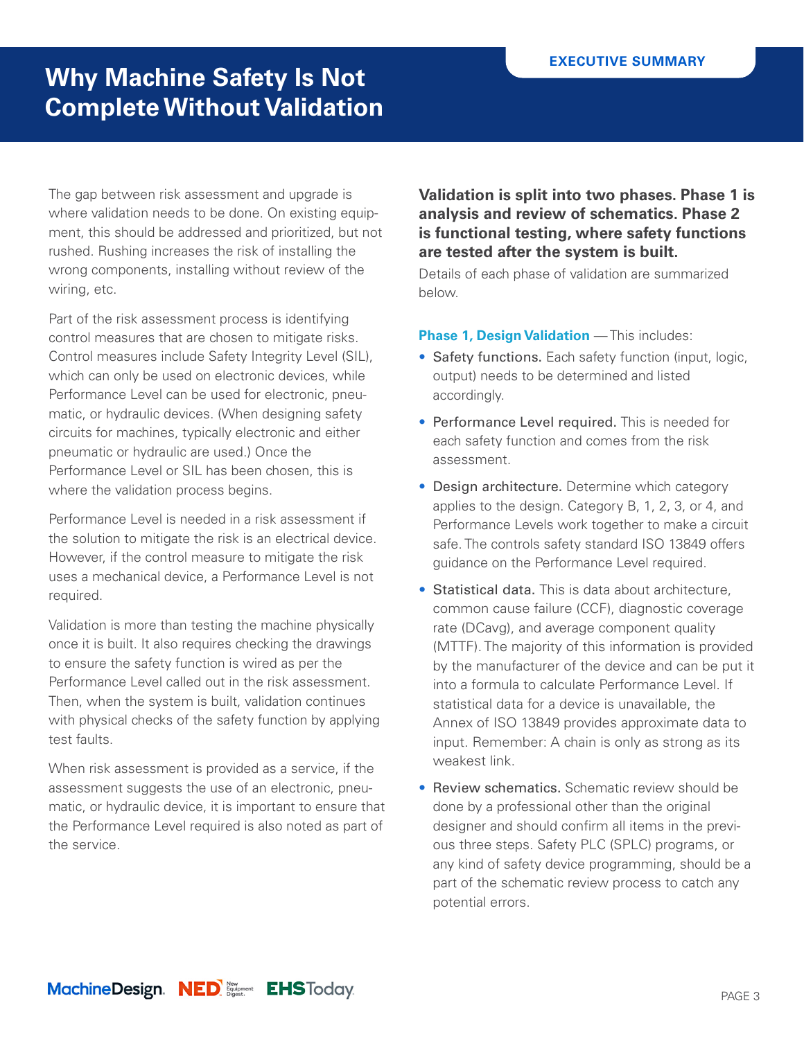EXECUTIVE SUMMARY

# Why Machine Safety Is Not Complete Without Validation

The gap between risk assessment and upgrade is where validation needs to be done. On existing equipment, this should be addressed and prioritized, but not rushed. Rushing increases the risk of installing the wrong components, installing without review of the wiring, etc.

Part of the risk assessment process is identifying control measures that are chosen to mitigate risks. Control measures include Safety Integrity Level (SIL), which can only be used on electronic devices, while Performance Level can be used for electronic, pneumatic, or hydraulic devices. (When designing safety circuits for machines, typically electronic and either pneumatic or hydraulic are used.) Once the Performance Level or SIL has been chosen, this is where the validation process begins.

Performance Level is needed in a risk assessment if the solution to mitigate the risk is an electrical device. However, if the control measure to mitigate the risk uses a mechanical device, a Performance Level is not required.

Validation is more than testing the machine physically once it is built. It also requires checking the drawings to ensure the safety function is wired as per the Performance Level called out in the risk assessment. Then, when the system is built, validation continues with physical checks of the safety function by applying test faults.

When risk assessment is provided as a service, if the assessment suggests the use of an electronic, pneumatic, or hydraulic device, it is important to ensure that the Performance Level required is also noted as part of the service.

**Validation is split into two phases. Phase 1 is analysis and review of schematics. Phase 2 is functional testing, where safety functions are tested after the system is built.**

Details of each phase of validation are summarized below.

**Phase 1, Design Validation** — This includes:

- Safety functions. Each safety function (input, logic, output) needs to be determined and listed accordingly.
- Performance Level required. This is needed for each safety function and comes from the risk assessment.
- Design architecture. Determine which category applies to the design. Category B, 1, 2, 3, or 4, and Performance Levels work together to make a circuit safe. The controls safety standard ISO 13849 offers guidance on the Performance Level required.
- Statistical data. This is data about architecture, common cause failure (CCF), diagnostic coverage rate (DCavg), and average component quality (MTTF). The majority of this information is provided by the manufacturer of the device and can be put it into a formula to calculate Performance Level. If statistical data for a device is unavailable, the Annex of ISO 13849 provides approximate data to input. Remember: A chain is only as strong as its weakest link.
- Review schematics. Schematic review should be done by a professional other than the original designer and should confirm all items in the previous three steps. Safety PLC (SPLC) programs, or any kind of safety device programming, should be a part of the schematic review process to catch any potential errors.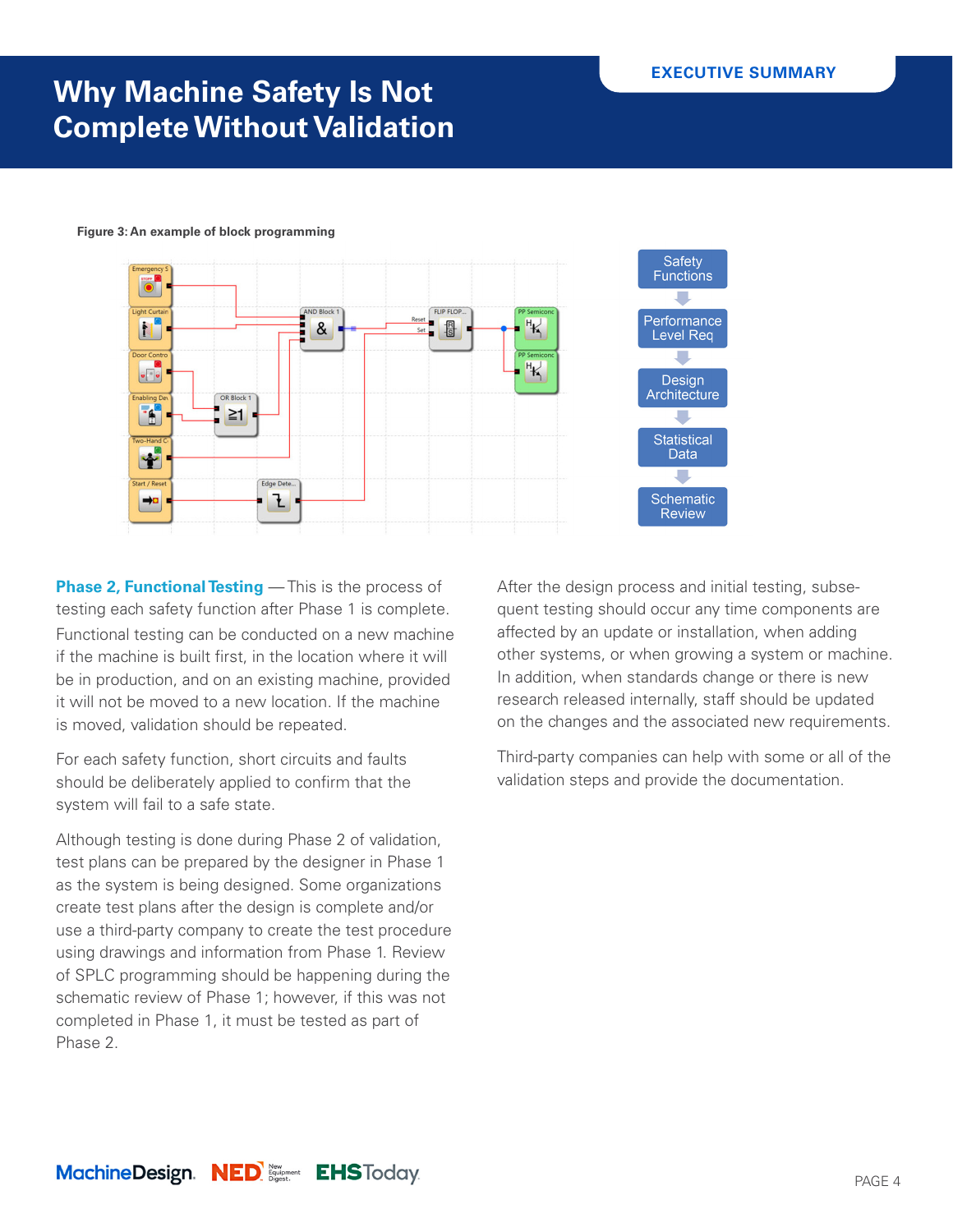Figure 3: An example of block programming

**Phase 2, Functional Testing** — This is the process of testing each safety function after Phase 1 is complete. Functional testing can be conducted on a new machine if the machine is built first, in the location where it will be in production, and on an existing machine, provided it will not be moved to a new location. If the machine is moved, validation should be repeated.

For each safety function, short circuits and faults should be deliberately applied to confirm that the system will fail to a safe state.

Although testing is done during Phase 2 of validation, test plans can be prepared by the designer in Phase 1 as the system is being designed. Some organizations create test plans after the design is complete and/or use a third-party company to create the test procedure using drawings and information from Phase 1. Review of SPLC programming should be happening during the schematic review of Phase 1; however, if this was not completed in Phase 1, it must be tested as part of Phase 2.

After the design process and initial testing, subsequent testing should occur any time components are affected by an update or installation, when adding other systems, or when growing a system or machine. In addition, when standards change or there is new research released internally, staff should be updated on the changes and the associated new requirements.

Third-party companies can help with some or all of the validation steps and provide the documentation.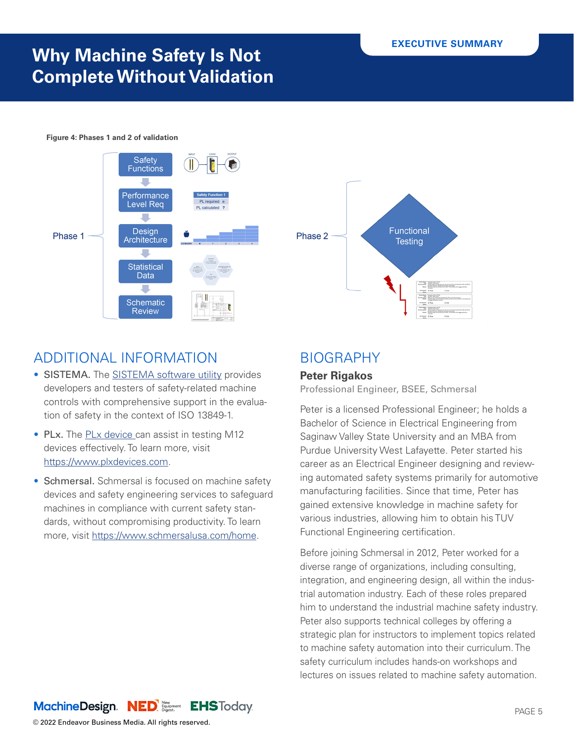# Why Machine Safety Is Not Complete Without Validation

EXECUTIVE SUMMARY

**Figure 4: Phases 1 and 2 of validation**

Phase 1

Safety Functions

Performance Level Req

Design Architecture

Statistical Data

Schematic Review

Phase 2

Functional Testing

## ADDITIONAL INFORMATION

- SISTEMA. The SISTEMA software utility provides developers and testers of safety-related machine controls with comprehensive support in the evaluation of safety in the context of ISO 13849-1.
- PLx. The PLx device can assist in testing M12 devices effectively. To learn more, visit https://www.plxdevices.com.
- Schmersal. Schmersal is focused on machine safety devices and safety engineering services to safeguard machines in compliance with current safety standards, without compromising productivity. To learn more, visit https://www.schmersalusa.com/home.

## BIOGRAPHY

### Peter Rigakos

Professional Engineer, BSEE, Schmersal

Peter is a licensed Professional Engineer; he holds a Bachelor of Science in Electrical Engineering from Saginaw Valley State University and an MBA from Purdue University West Lafayette. Peter started his career as an Electrical Engineer designing and reviewing automated safety systems primarily for automotive manufacturing facilities. Since that time, Peter has gained extensive knowledge in machine safety for various industries, allowing him to obtain his TUV Functional Engineering certification.

Before joining Schmersal in 2012, Peter worked for a diverse range of organizations, including consulting, integration, and engineering design, all within the industrial automation industry. Each of these roles prepared him to understand the industrial machine safety industry. Peter also supports technical colleges by offering a strategic plan for instructors to implement topics related to machine safety automation into their curriculum. The safety curriculum includes hands-on workshops and lectures on issues related to machine safety automation.

© 2022 Endeavor Business Media. All rights reserved.